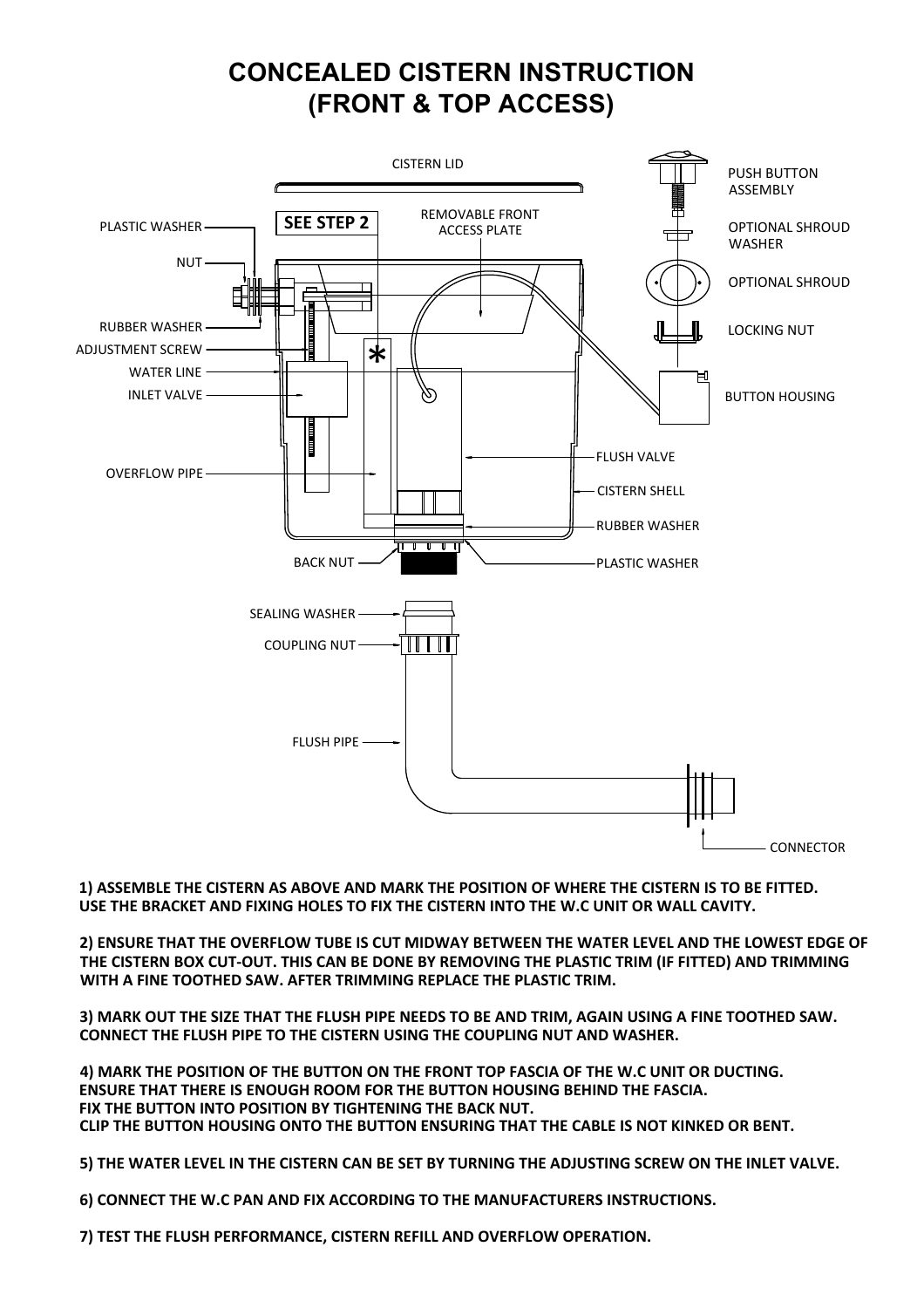# CONCEALED CISTERN INSTRUCTION
# (FRONT & TOP ACCESS)

CISTERN LID
PUSH BUTTON ASSEMBLY
PLASTIC WASHER
SEE STEP 2
REMOVABLE FRONT ACCESS PLATE
OPTIONAL SHROUD WASHER
NUT
OPTIONAL SHROUD
RUBBER WASHER
LOCKING NUT
ADJUSTMENT SCREW
*
WATER LINE
INLET VALVE
BUTTON HOUSING
FLUSH VALVE
OVERFLOW PIPE
CISTERN SHELL
RUBBER WASHER
BACK NUT
PLASTIC WASHER
SEALING WASHER
COUPLING NUT
FLUSH PIPE
CONNECTOR

**1) ASSEMBLE THE CISTERN AS ABOVE AND MARK THE POSITION OF WHERE THE CISTERN IS TO BE FITTED. USE THE BRACKET AND FIXING HOLES TO FIX THE CISTERN INTO THE W.C UNIT OR WALL CAVITY.**

**2) ENSURE THAT THE OVERFLOW TUBE IS CUT MIDWAY BETWEEN THE WATER LEVEL AND THE LOWEST EDGE OF THE CISTERN BOX CUT-OUT. THIS CAN BE DONE BY REMOVING THE PLASTIC TRIM (IF FITTED) AND TRIMMING WITH A FINE TOOTHED SAW. AFTER TRIMMING REPLACE THE PLASTIC TRIM.**

**3) MARK OUT THE SIZE THAT THE FLUSH PIPE NEEDS TO BE AND TRIM, AGAIN USING A FINE TOOTHED SAW. CONNECT THE FLUSH PIPE TO THE CISTERN USING THE COUPLING NUT AND WASHER.**

**4) MARK THE POSITION OF THE BUTTON ON THE FRONT TOP FASCIA OF THE W.C UNIT OR DUCTING. ENSURE THAT THERE IS ENOUGH ROOM FOR THE BUTTON HOUSING BEHIND THE FASCIA. FIX THE BUTTON INTO POSITION BY TIGHTENING THE BACK NUT. CLIP THE BUTTON HOUSING ONTO THE BUTTON ENSURING THAT THE CABLE IS NOT KINKED OR BENT.**

**5) THE WATER LEVEL IN THE CISTERN CAN BE SET BY TURNING THE ADJUSTING SCREW ON THE INLET VALVE.**

**6) CONNECT THE W.C PAN AND FIX ACCORDING TO THE MANUFACTURERS INSTRUCTIONS.**

**7) TEST THE FLUSH PERFORMANCE, CISTERN REFILL AND OVERFLOW OPERATION.**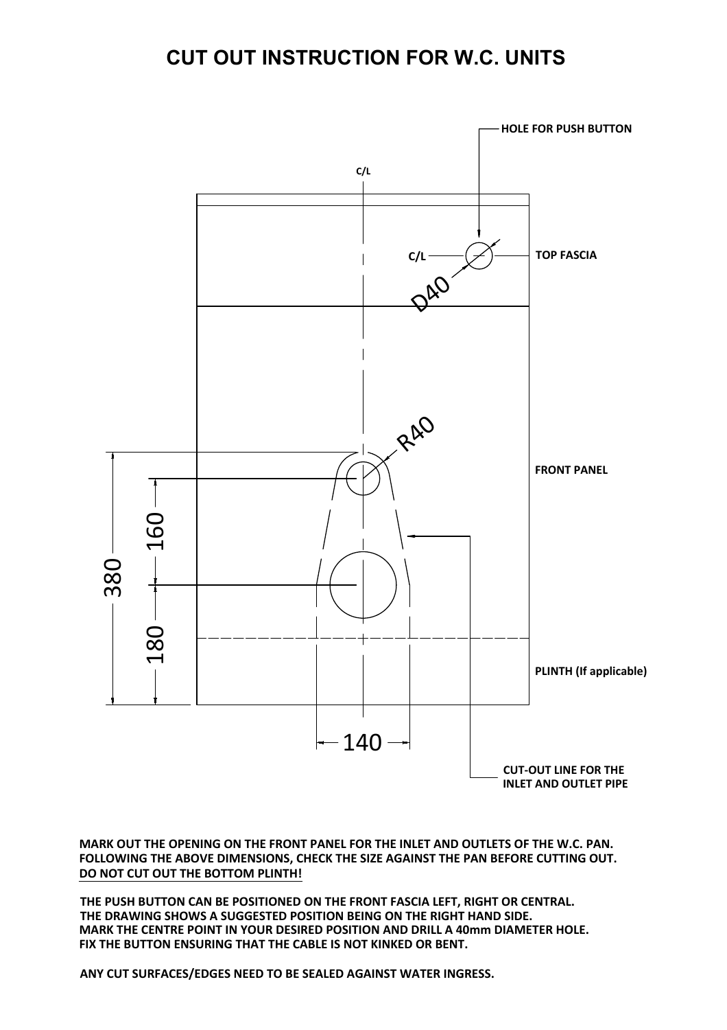# CUT OUT INSTRUCTION FOR W.C. UNITS

HOLE FOR PUSH BUTTON

C/L

C/L

TOP FASCIA

D40

R40

FRONT PANEL

380

160

180

PLINTH (If applicable)

140

CUT-OUT LINE FOR THE INLET AND OUTLET PIPE

**MARK OUT THE OPENING ON THE FRONT PANEL FOR THE INLET AND OUTLETS OF THE W.C. PAN. FOLLOWING THE ABOVE DIMENSIONS, CHECK THE SIZE AGAINST THE PAN BEFORE CUTTING OUT.**
**<u>DO NOT CUT OUT THE BOTTOM PLINTH!</u>**

**THE PUSH BUTTON CAN BE POSITIONED ON THE FRONT FASCIA LEFT, RIGHT OR CENTRAL. THE DRAWING SHOWS A SUGGESTED POSITION BEING ON THE RIGHT HAND SIDE. MARK THE CENTRE POINT IN YOUR DESIRED POSITION AND DRILL A 40mm DIAMETER HOLE. FIX THE BUTTON ENSURING THAT THE CABLE IS NOT KINKED OR BENT.**

**ANY CUT SURFACES/EDGES NEED TO BE SEALED AGAINST WATER INGRESS.**